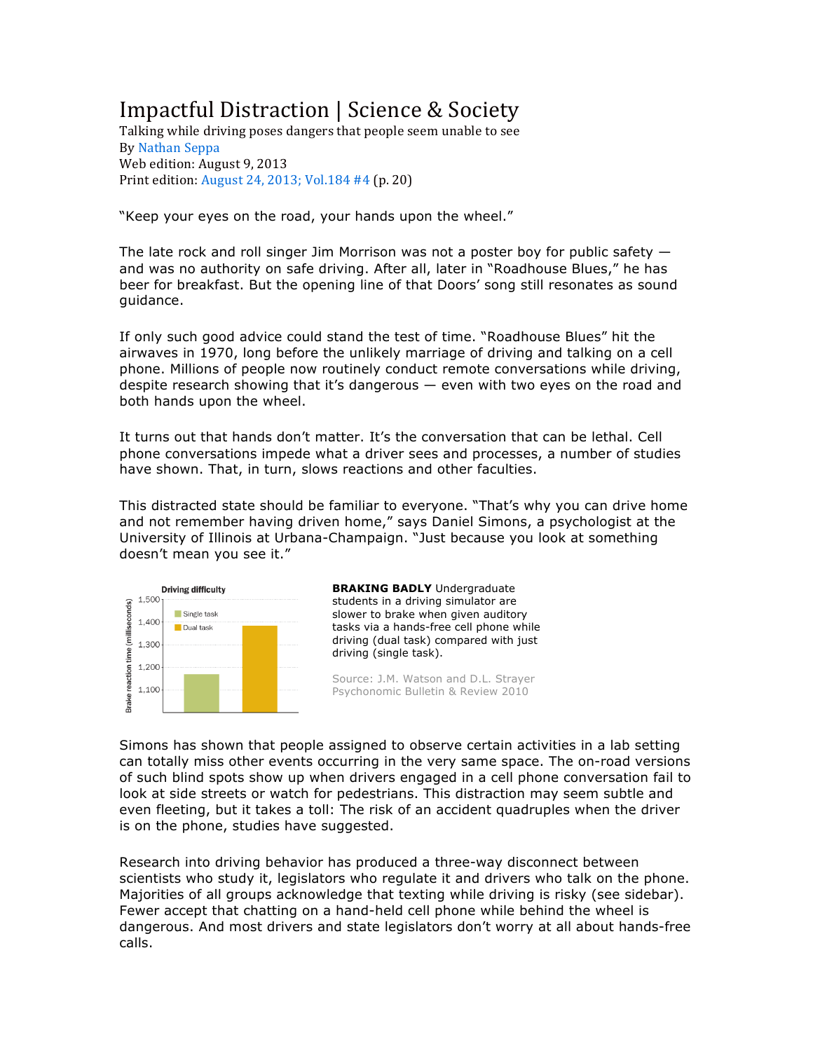# Impactful Distraction | Science & Society

Talking while driving poses dangers that people seem unable to see

By Nathan Seppa

Web edition: August 9, 2013

Print edition: August 24, 2013; Vol.184 #4 (p. 20)

"Keep your eyes on the road, your hands upon the wheel."

The late rock and roll singer Jim Morrison was not a poster boy for public safety — and was no authority on safe driving. After all, later in "Roadhouse Blues," he has beer for breakfast. But the opening line of that Doors' song still resonates as sound guidance.

If only such good advice could stand the test of time. "Roadhouse Blues" hit the airwaves in 1970, long before the unlikely marriage of driving and talking on a cell phone. Millions of people now routinely conduct remote conversations while driving, despite research showing that it's dangerous — even with two eyes on the road and both hands upon the wheel.

It turns out that hands don't matter. It's the conversation that can be lethal. Cell phone conversations impede what a driver sees and processes, a number of studies have shown. That, in turn, slows reactions and other faculties.

This distracted state should be familiar to everyone. "That's why you can drive home and not remember having driven home," says Daniel Simons, a psychologist at the University of Illinois at Urbana-Champaign. "Just because you look at something doesn't mean you see it."

**Driving difficulty**

Brake reaction time (milliseconds): Single task ≈ 1,170; Dual task ≈ 1,385 (axis 1,100–1,500)

**BRAKING BADLY** Undergraduate students in a driving simulator are slower to brake when given auditory tasks via a hands-free cell phone while driving (dual task) compared with just driving (single task).

Source: J.M. Watson and D.L. Strayer Psychonomic Bulletin & Review 2010

Simons has shown that people assigned to observe certain activities in a lab setting can totally miss other events occurring in the very same space. The on-road versions of such blind spots show up when drivers engaged in a cell phone conversation fail to look at side streets or watch for pedestrians. This distraction may seem subtle and even fleeting, but it takes a toll: The risk of an accident quadruples when the driver is on the phone, studies have suggested.

Research into driving behavior has produced a three-way disconnect between scientists who study it, legislators who regulate it and drivers who talk on the phone. Majorities of all groups acknowledge that texting while driving is risky (see sidebar). Fewer accept that chatting on a hand-held cell phone while behind the wheel is dangerous. And most drivers and state legislators don't worry at all about hands-free calls.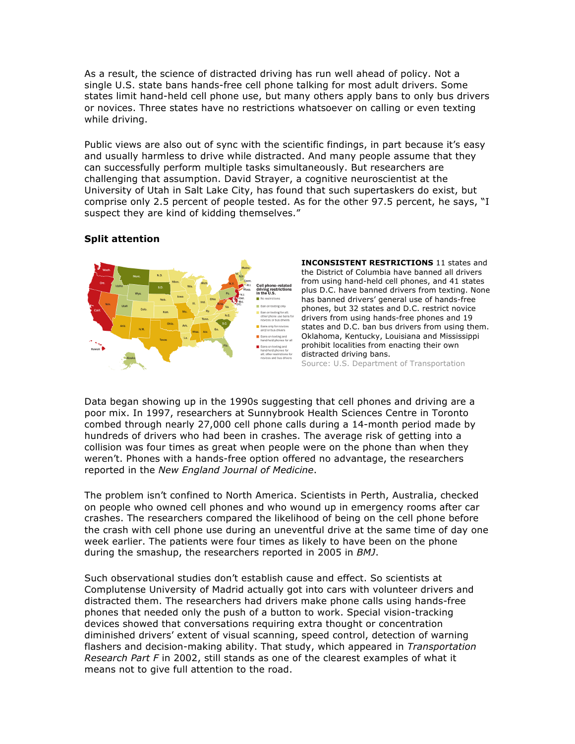As a result, the science of distracted driving has run well ahead of policy. Not a single U.S. state bans hands-free cell phone talking for most adult drivers. Some states limit hand-held cell phone use, but many others apply bans to only bus drivers or novices. Three states have no restrictions whatsoever on calling or even texting while driving.

Public views are also out of sync with the scientific findings, in part because it's easy and usually harmless to drive while distracted. And many people assume that they can successfully perform multiple tasks simultaneously. But researchers are challenging that assumption. David Strayer, a cognitive neuroscientist at the University of Utah in Salt Lake City, has found that such supertaskers do exist, but comprise only 2.5 percent of people tested. As for the other 97.5 percent, he says, "I suspect they are kind of kidding themselves."

### Split attention

**INCONSISTENT RESTRICTIONS** 11 states and the District of Columbia have banned all drivers from using hand-held cell phones, and 41 states plus D.C. have banned drivers from texting. None has banned drivers' general use of hands-free phones, but 32 states and D.C. restrict novice drivers from using hands-free phones and 19 states and D.C. ban bus drivers from using them. Oklahoma, Kentucky, Louisiana and Mississippi prohibit localities from enacting their own distracted driving bans.
Source: U.S. Department of Transportation

Data began showing up in the 1990s suggesting that cell phones and driving are a poor mix. In 1997, researchers at Sunnybrook Health Sciences Centre in Toronto combed through nearly 27,000 cell phone calls during a 14-month period made by hundreds of drivers who had been in crashes. The average risk of getting into a collision was four times as great when people were on the phone than when they weren't. Phones with a hands-free option offered no advantage, the researchers reported in the *New England Journal of Medicine*.

The problem isn't confined to North America. Scientists in Perth, Australia, checked on people who owned cell phones and who wound up in emergency rooms after car crashes. The researchers compared the likelihood of being on the cell phone before the crash with cell phone use during an uneventful drive at the same time of day one week earlier. The patients were four times as likely to have been on the phone during the smashup, the researchers reported in 2005 in *BMJ*.

Such observational studies don't establish cause and effect. So scientists at Complutense University of Madrid actually got into cars with volunteer drivers and distracted them. The researchers had drivers make phone calls using hands-free phones that needed only the push of a button to work. Special vision-tracking devices showed that conversations requiring extra thought or concentration diminished drivers' extent of visual scanning, speed control, detection of warning flashers and decision-making ability. That study, which appeared in *Transportation Research Part F* in 2002, still stands as one of the clearest examples of what it means not to give full attention to the road.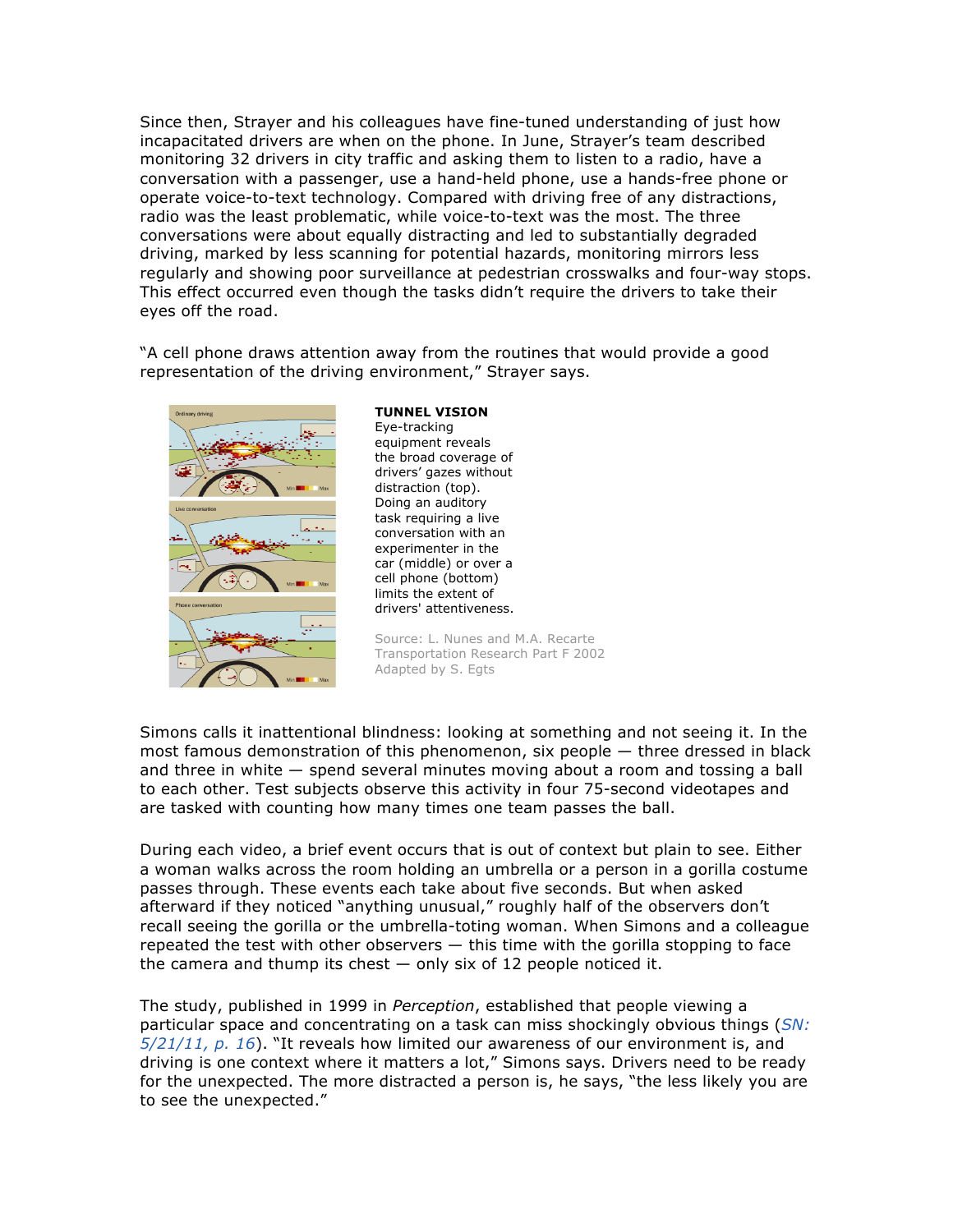Since then, Strayer and his colleagues have fine-tuned understanding of just how incapacitated drivers are when on the phone. In June, Strayer's team described monitoring 32 drivers in city traffic and asking them to listen to a radio, have a conversation with a passenger, use a hand-held phone, use a hands-free phone or operate voice-to-text technology. Compared with driving free of any distractions, radio was the least problematic, while voice-to-text was the most. The three conversations were about equally distracting and led to substantially degraded driving, marked by less scanning for potential hazards, monitoring mirrors less regularly and showing poor surveillance at pedestrian crosswalks and four-way stops. This effect occurred even though the tasks didn't require the drivers to take their eyes off the road.

"A cell phone draws attention away from the routines that would provide a good representation of the driving environment," Strayer says.

**TUNNEL VISION**
Eye-tracking equipment reveals the broad coverage of drivers' gazes without distraction (top). Doing an auditory task requiring a live conversation with an experimenter in the car (middle) or over a cell phone (bottom) limits the extent of drivers' attentiveness.

Source: L. Nunes and M.A. Recarte Transportation Research Part F 2002
Adapted by S. Egts

Simons calls it inattentional blindness: looking at something and not seeing it. In the most famous demonstration of this phenomenon, six people — three dressed in black and three in white — spend several minutes moving about a room and tossing a ball to each other. Test subjects observe this activity in four 75-second videotapes and are tasked with counting how many times one team passes the ball.

During each video, a brief event occurs that is out of context but plain to see. Either a woman walks across the room holding an umbrella or a person in a gorilla costume passes through. These events each take about five seconds. But when asked afterward if they noticed "anything unusual," roughly half of the observers don't recall seeing the gorilla or the umbrella-toting woman. When Simons and a colleague repeated the test with other observers — this time with the gorilla stopping to face the camera and thump its chest — only six of 12 people noticed it.

The study, published in 1999 in *Perception*, established that people viewing a particular space and concentrating on a task can miss shockingly obvious things (*SN: 5/21/11, p. 16*). "It reveals how limited our awareness of our environment is, and driving is one context where it matters a lot," Simons says. Drivers need to be ready for the unexpected. The more distracted a person is, he says, "the less likely you are to see the unexpected."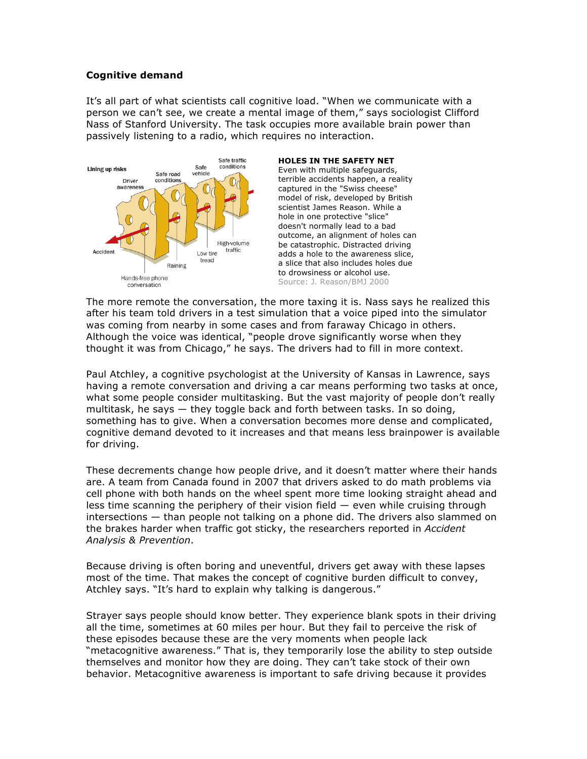**Cognitive demand**

It's all part of what scientists call cognitive load. "When we communicate with a person we can't see, we create a mental image of them," says sociologist Clifford Nass of Stanford University. The task occupies more available brain power than passively listening to a radio, which requires no interaction.

**HOLES IN THE SAFETY NET**
Even with multiple safeguards, terrible accidents happen, a reality captured in the "Swiss cheese" model of risk, developed by British scientist James Reason. While a hole in one protective "slice" doesn't normally lead to a bad outcome, an alignment of holes can be catastrophic. Distracted driving adds a hole to the awareness slice, a slice that also includes holes due to drowsiness or alcohol use.
Source: J. Reason/BMJ 2000

The more remote the conversation, the more taxing it is. Nass says he realized this after his team told drivers in a test simulation that a voice piped into the simulator was coming from nearby in some cases and from faraway Chicago in others. Although the voice was identical, "people drove significantly worse when they thought it was from Chicago," he says. The drivers had to fill in more context.

Paul Atchley, a cognitive psychologist at the University of Kansas in Lawrence, says having a remote conversation and driving a car means performing two tasks at once, what some people consider multitasking. But the vast majority of people don't really multitask, he says — they toggle back and forth between tasks. In so doing, something has to give. When a conversation becomes more dense and complicated, cognitive demand devoted to it increases and that means less brainpower is available for driving.

These decrements change how people drive, and it doesn't matter where their hands are. A team from Canada found in 2007 that drivers asked to do math problems via cell phone with both hands on the wheel spent more time looking straight ahead and less time scanning the periphery of their vision field — even while cruising through intersections — than people not talking on a phone did. The drivers also slammed on the brakes harder when traffic got sticky, the researchers reported in *Accident Analysis & Prevention*.

Because driving is often boring and uneventful, drivers get away with these lapses most of the time. That makes the concept of cognitive burden difficult to convey, Atchley says. "It's hard to explain why talking is dangerous."

Strayer says people should know better. They experience blank spots in their driving all the time, sometimes at 60 miles per hour. But they fail to perceive the risk of these episodes because these are the very moments when people lack "metacognitive awareness." That is, they temporarily lose the ability to step outside themselves and monitor how they are doing. They can't take stock of their own behavior. Metacognitive awareness is important to safe driving because it provides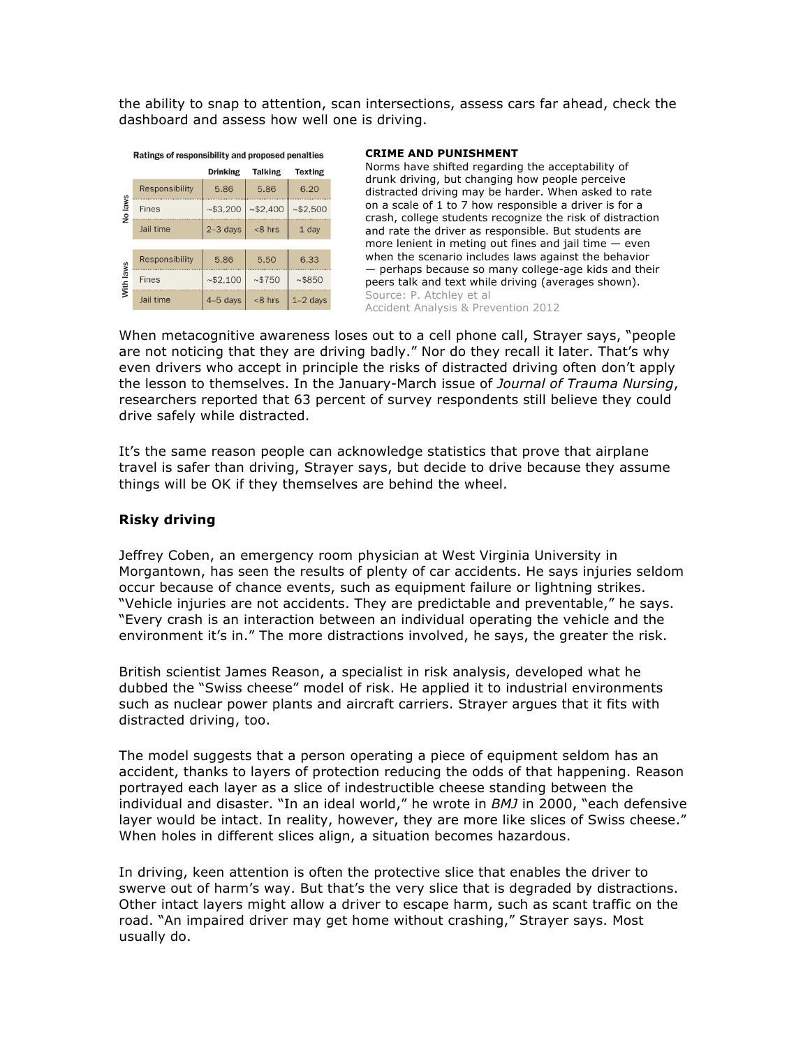the ability to snap to attention, scan intersections, assess cars far ahead, check the dashboard and assess how well one is driving.

**Ratings of responsibility and proposed penalties**

| | | Drinking | Talking | Texting |
|---|---|---|---|---|
| No laws | Responsibility | 5.86 | 5.86 | 6.20 |
| | Fines | ~$3,200 | ~$2,400 | ~$2,500 |
| | Jail time | 2–3 days | <8 hrs | 1 day |
| With laws | Responsibility | 5.86 | 5.50 | 6.33 |
| | Fines | ~$2,100 | ~$750 | ~$850 |
| | Jail time | 4–5 days | <8 hrs | 1–2 days |

**CRIME AND PUNISHMENT**
Norms have shifted regarding the acceptability of drunk driving, but changing how people perceive distracted driving may be harder. When asked to rate on a scale of 1 to 7 how responsible a driver is for a crash, college students recognize the risk of distraction and rate the driver as responsible. But students are more lenient in meting out fines and jail time — even when the scenario includes laws against the behavior — perhaps because so many college-age kids and their peers talk and text while driving (averages shown).
Source: P. Atchley et al
Accident Analysis & Prevention 2012

When metacognitive awareness loses out to a cell phone call, Strayer says, "people are not noticing that they are driving badly." Nor do they recall it later. That's why even drivers who accept in principle the risks of distracted driving often don't apply the lesson to themselves. In the January-March issue of *Journal of Trauma Nursing*, researchers reported that 63 percent of survey respondents still believe they could drive safely while distracted.

It's the same reason people can acknowledge statistics that prove that airplane travel is safer than driving, Strayer says, but decide to drive because they assume things will be OK if they themselves are behind the wheel.

### Risky driving

Jeffrey Coben, an emergency room physician at West Virginia University in Morgantown, has seen the results of plenty of car accidents. He says injuries seldom occur because of chance events, such as equipment failure or lightning strikes. "Vehicle injuries are not accidents. They are predictable and preventable," he says. "Every crash is an interaction between an individual operating the vehicle and the environment it's in." The more distractions involved, he says, the greater the risk.

British scientist James Reason, a specialist in risk analysis, developed what he dubbed the "Swiss cheese" model of risk. He applied it to industrial environments such as nuclear power plants and aircraft carriers. Strayer argues that it fits with distracted driving, too.

The model suggests that a person operating a piece of equipment seldom has an accident, thanks to layers of protection reducing the odds of that happening. Reason portrayed each layer as a slice of indestructible cheese standing between the individual and disaster. "In an ideal world," he wrote in *BMJ* in 2000, "each defensive layer would be intact. In reality, however, they are more like slices of Swiss cheese." When holes in different slices align, a situation becomes hazardous.

In driving, keen attention is often the protective slice that enables the driver to swerve out of harm's way. But that's the very slice that is degraded by distractions. Other intact layers might allow a driver to escape harm, such as scant traffic on the road. "An impaired driver may get home without crashing," Strayer says. Most usually do.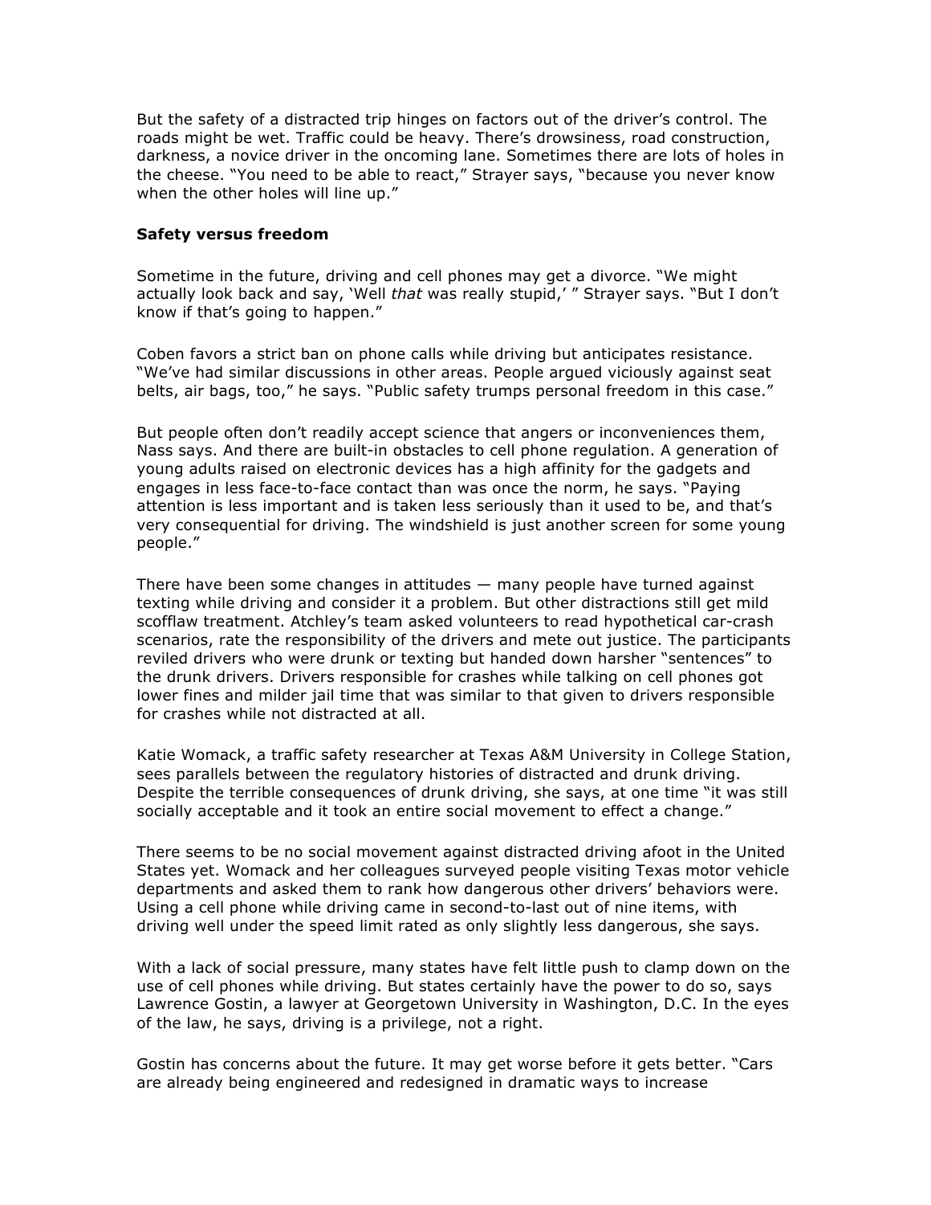But the safety of a distracted trip hinges on factors out of the driver's control. The roads might be wet. Traffic could be heavy. There's drowsiness, road construction, darkness, a novice driver in the oncoming lane. Sometimes there are lots of holes in the cheese. "You need to be able to react," Strayer says, "because you never know when the other holes will line up."

**Safety versus freedom**

Sometime in the future, driving and cell phones may get a divorce. "We might actually look back and say, 'Well *that* was really stupid,' " Strayer says. "But I don't know if that's going to happen."

Coben favors a strict ban on phone calls while driving but anticipates resistance. "We've had similar discussions in other areas. People argued viciously against seat belts, air bags, too," he says. "Public safety trumps personal freedom in this case."

But people often don't readily accept science that angers or inconveniences them, Nass says. And there are built-in obstacles to cell phone regulation. A generation of young adults raised on electronic devices has a high affinity for the gadgets and engages in less face-to-face contact than was once the norm, he says. "Paying attention is less important and is taken less seriously than it used to be, and that's very consequential for driving. The windshield is just another screen for some young people."

There have been some changes in attitudes — many people have turned against texting while driving and consider it a problem. But other distractions still get mild scofflaw treatment. Atchley's team asked volunteers to read hypothetical car-crash scenarios, rate the responsibility of the drivers and mete out justice. The participants reviled drivers who were drunk or texting but handed down harsher "sentences" to the drunk drivers. Drivers responsible for crashes while talking on cell phones got lower fines and milder jail time that was similar to that given to drivers responsible for crashes while not distracted at all.

Katie Womack, a traffic safety researcher at Texas A&M University in College Station, sees parallels between the regulatory histories of distracted and drunk driving. Despite the terrible consequences of drunk driving, she says, at one time "it was still socially acceptable and it took an entire social movement to effect a change."

There seems to be no social movement against distracted driving afoot in the United States yet. Womack and her colleagues surveyed people visiting Texas motor vehicle departments and asked them to rank how dangerous other drivers' behaviors were. Using a cell phone while driving came in second-to-last out of nine items, with driving well under the speed limit rated as only slightly less dangerous, she says.

With a lack of social pressure, many states have felt little push to clamp down on the use of cell phones while driving. But states certainly have the power to do so, says Lawrence Gostin, a lawyer at Georgetown University in Washington, D.C. In the eyes of the law, he says, driving is a privilege, not a right.

Gostin has concerns about the future. It may get worse before it gets better. "Cars are already being engineered and redesigned in dramatic ways to increase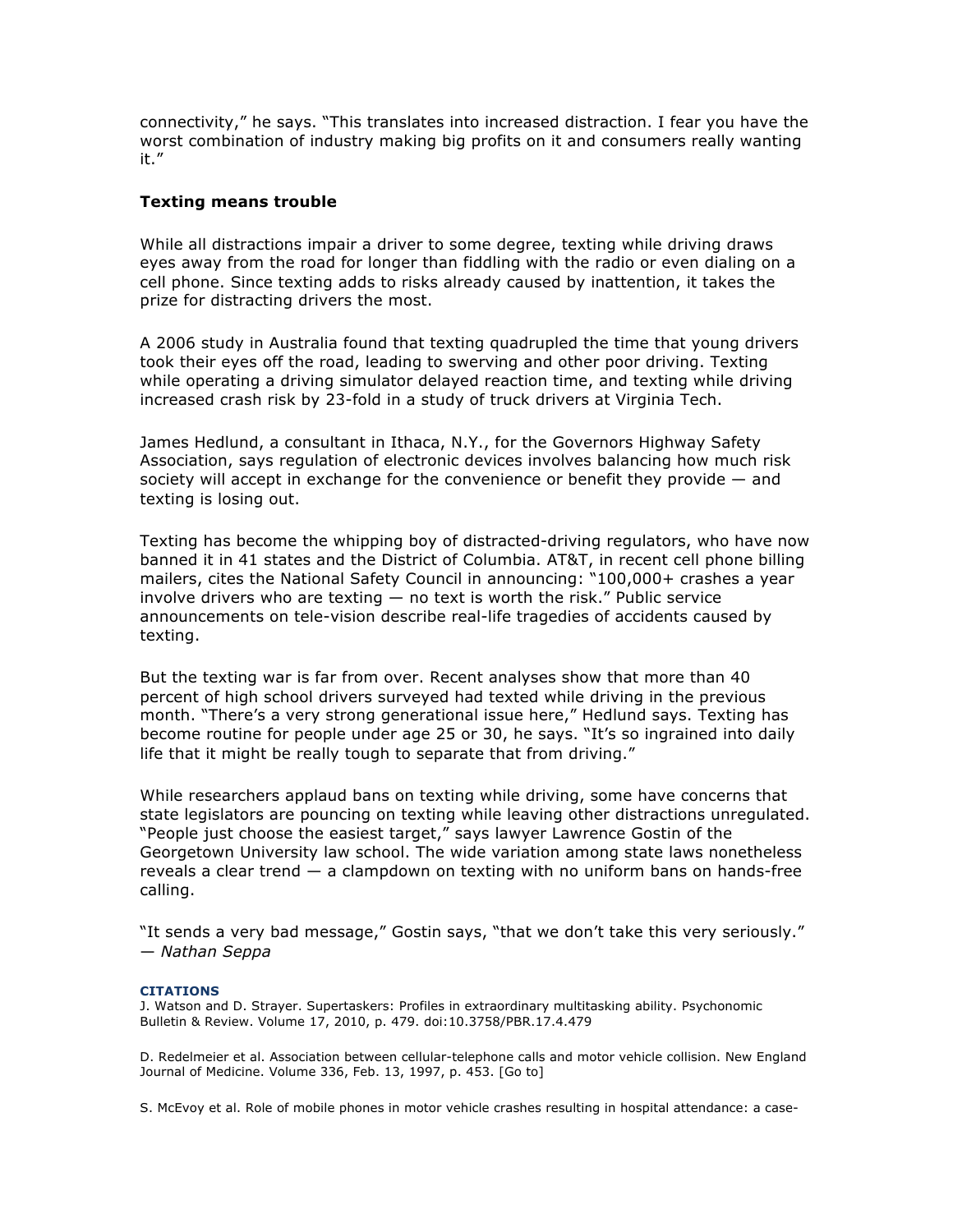connectivity," he says. "This translates into increased distraction. I fear you have the worst combination of industry making big profits on it and consumers really wanting it."

### Texting means trouble

While all distractions impair a driver to some degree, texting while driving draws eyes away from the road for longer than fiddling with the radio or even dialing on a cell phone. Since texting adds to risks already caused by inattention, it takes the prize for distracting drivers the most.

A 2006 study in Australia found that texting quadrupled the time that young drivers took their eyes off the road, leading to swerving and other poor driving. Texting while operating a driving simulator delayed reaction time, and texting while driving increased crash risk by 23-fold in a study of truck drivers at Virginia Tech.

James Hedlund, a consultant in Ithaca, N.Y., for the Governors Highway Safety Association, says regulation of electronic devices involves balancing how much risk society will accept in exchange for the convenience or benefit they provide — and texting is losing out.

Texting has become the whipping boy of distracted-driving regulators, who have now banned it in 41 states and the District of Columbia. AT&T, in recent cell phone billing mailers, cites the National Safety Council in announcing: "100,000+ crashes a year involve drivers who are texting — no text is worth the risk." Public service announcements on tele-vision describe real-life tragedies of accidents caused by texting.

But the texting war is far from over. Recent analyses show that more than 40 percent of high school drivers surveyed had texted while driving in the previous month. "There's a very strong generational issue here," Hedlund says. Texting has become routine for people under age 25 or 30, he says. "It's so ingrained into daily life that it might be really tough to separate that from driving."

While researchers applaud bans on texting while driving, some have concerns that state legislators are pouncing on texting while leaving other distractions unregulated. "People just choose the easiest target," says lawyer Lawrence Gostin of the Georgetown University law school. The wide variation among state laws nonetheless reveals a clear trend — a clampdown on texting with no uniform bans on hands-free calling.

"It sends a very bad message," Gostin says, "that we don't take this very seriously."
— *Nathan Seppa*

**CITATIONS**

J. Watson and D. Strayer. Supertaskers: Profiles in extraordinary multitasking ability. Psychonomic Bulletin & Review. Volume 17, 2010, p. 479. doi:10.3758/PBR.17.4.479

D. Redelmeier et al. Association between cellular-telephone calls and motor vehicle collision. New England Journal of Medicine. Volume 336, Feb. 13, 1997, p. 453. [Go to]

S. McEvoy et al. Role of mobile phones in motor vehicle crashes resulting in hospital attendance: a case-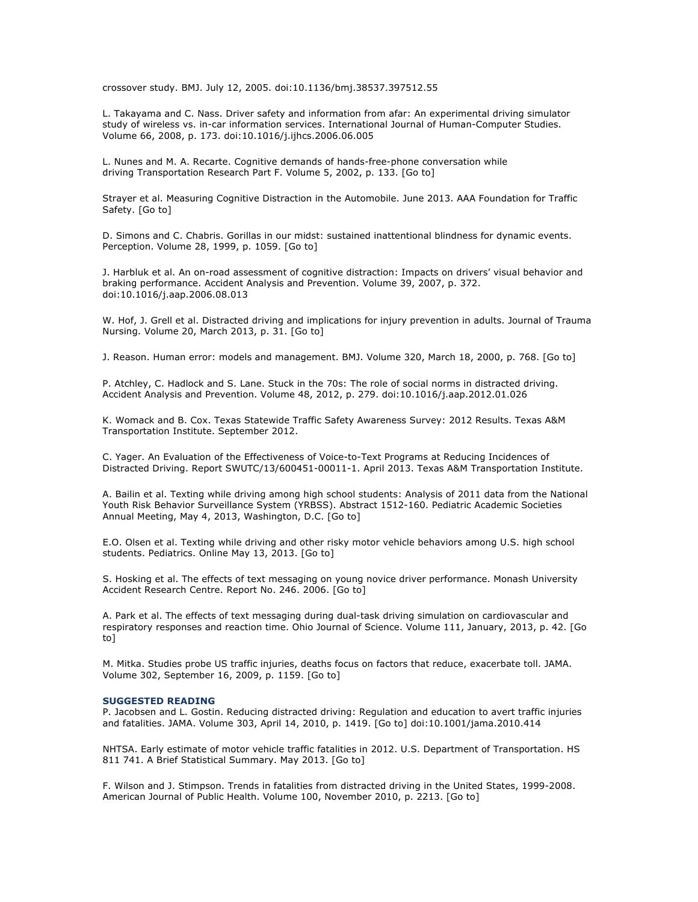crossover study. BMJ. July 12, 2005. doi:10.1136/bmj.38537.397512.55

L. Takayama and C. Nass. Driver safety and information from afar: An experimental driving simulator study of wireless vs. in-car information services. International Journal of Human-Computer Studies. Volume 66, 2008, p. 173. doi:10.1016/j.ijhcs.2006.06.005

L. Nunes and M. A. Recarte. Cognitive demands of hands-free-phone conversation while driving Transportation Research Part F. Volume 5, 2002, p. 133. [Go to]

Strayer et al. Measuring Cognitive Distraction in the Automobile. June 2013. AAA Foundation for Traffic Safety. [Go to]

D. Simons and C. Chabris. Gorillas in our midst: sustained inattentional blindness for dynamic events. Perception. Volume 28, 1999, p. 1059. [Go to]

J. Harbluk et al. An on-road assessment of cognitive distraction: Impacts on drivers' visual behavior and braking performance. Accident Analysis and Prevention. Volume 39, 2007, p. 372. doi:10.1016/j.aap.2006.08.013

W. Hof, J. Grell et al. Distracted driving and implications for injury prevention in adults. Journal of Trauma Nursing. Volume 20, March 2013, p. 31. [Go to]

J. Reason. Human error: models and management. BMJ. Volume 320, March 18, 2000, p. 768. [Go to]

P. Atchley, C. Hadlock and S. Lane. Stuck in the 70s: The role of social norms in distracted driving. Accident Analysis and Prevention. Volume 48, 2012, p. 279. doi:10.1016/j.aap.2012.01.026

K. Womack and B. Cox. Texas Statewide Traffic Safety Awareness Survey: 2012 Results. Texas A&M Transportation Institute. September 2012.

C. Yager. An Evaluation of the Effectiveness of Voice-to-Text Programs at Reducing Incidences of Distracted Driving. Report SWUTC/13/600451-00011-1. April 2013. Texas A&M Transportation Institute.

A. Bailin et al. Texting while driving among high school students: Analysis of 2011 data from the National Youth Risk Behavior Surveillance System (YRBSS). Abstract 1512-160. Pediatric Academic Societies Annual Meeting, May 4, 2013, Washington, D.C. [Go to]

E.O. Olsen et al. Texting while driving and other risky motor vehicle behaviors among U.S. high school students. Pediatrics. Online May 13, 2013. [Go to]

S. Hosking et al. The effects of text messaging on young novice driver performance. Monash University Accident Research Centre. Report No. 246. 2006. [Go to]

A. Park et al. The effects of text messaging during dual-task driving simulation on cardiovascular and respiratory responses and reaction time. Ohio Journal of Science. Volume 111, January, 2013, p. 42. [Go to]

M. Mitka. Studies probe US traffic injuries, deaths focus on factors that reduce, exacerbate toll. JAMA. Volume 302, September 16, 2009, p. 1159. [Go to]

**SUGGESTED READING**

P. Jacobsen and L. Gostin. Reducing distracted driving: Regulation and education to avert traffic injuries and fatalities. JAMA. Volume 303, April 14, 2010, p. 1419. [Go to] doi:10.1001/jama.2010.414

NHTSA. Early estimate of motor vehicle traffic fatalities in 2012. U.S. Department of Transportation. HS 811 741. A Brief Statistical Summary. May 2013. [Go to]

F. Wilson and J. Stimpson. Trends in fatalities from distracted driving in the United States, 1999-2008. American Journal of Public Health. Volume 100, November 2010, p. 2213. [Go to]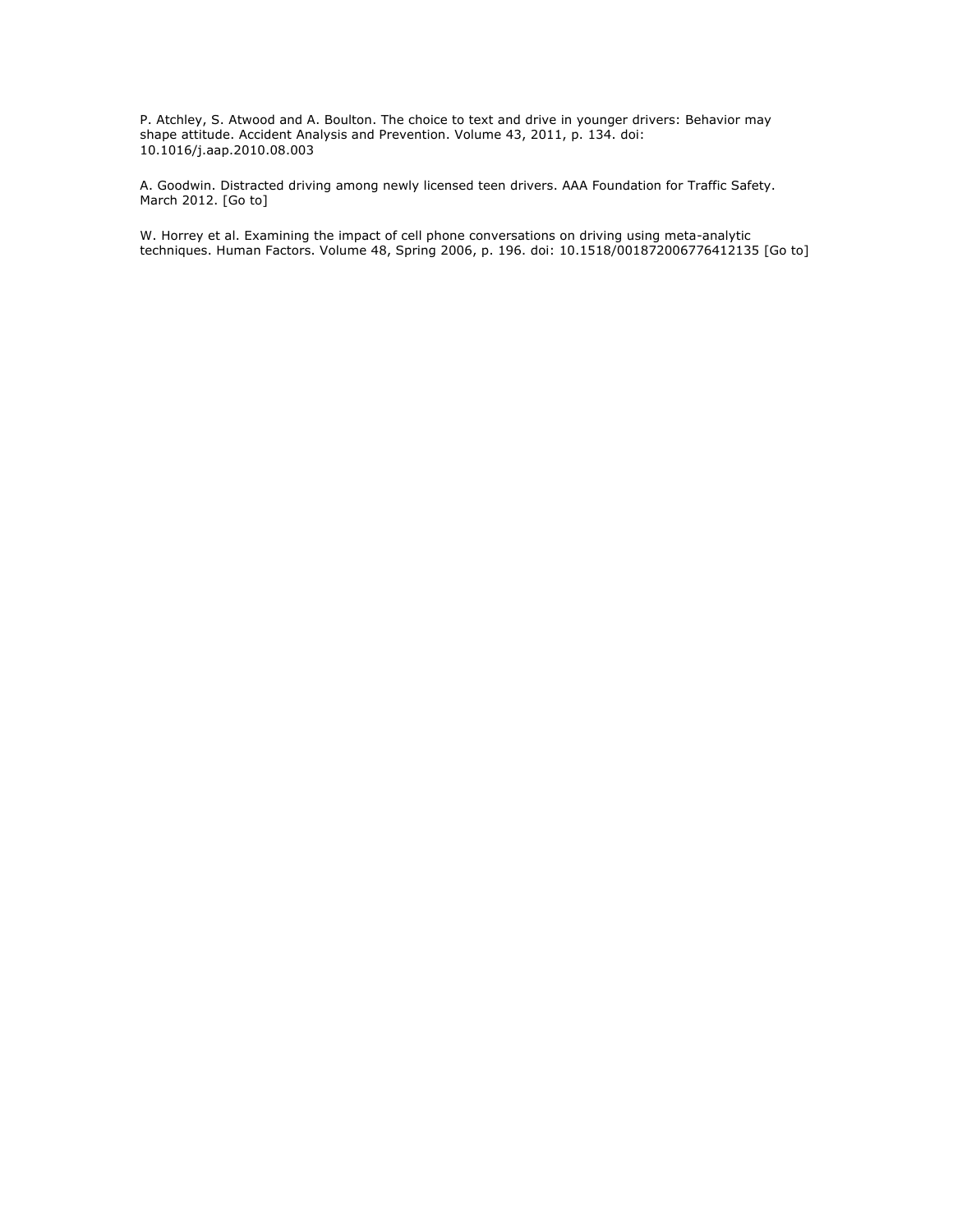P. Atchley, S. Atwood and A. Boulton. The choice to text and drive in younger drivers: Behavior may shape attitude. Accident Analysis and Prevention. Volume 43, 2011, p. 134. doi: 10.1016/j.aap.2010.08.003

A. Goodwin. Distracted driving among newly licensed teen drivers. AAA Foundation for Traffic Safety. March 2012. [Go to]

W. Horrey et al. Examining the impact of cell phone conversations on driving using meta-analytic techniques. Human Factors. Volume 48, Spring 2006, p. 196. doi: 10.1518/001872006776412135 [Go to]